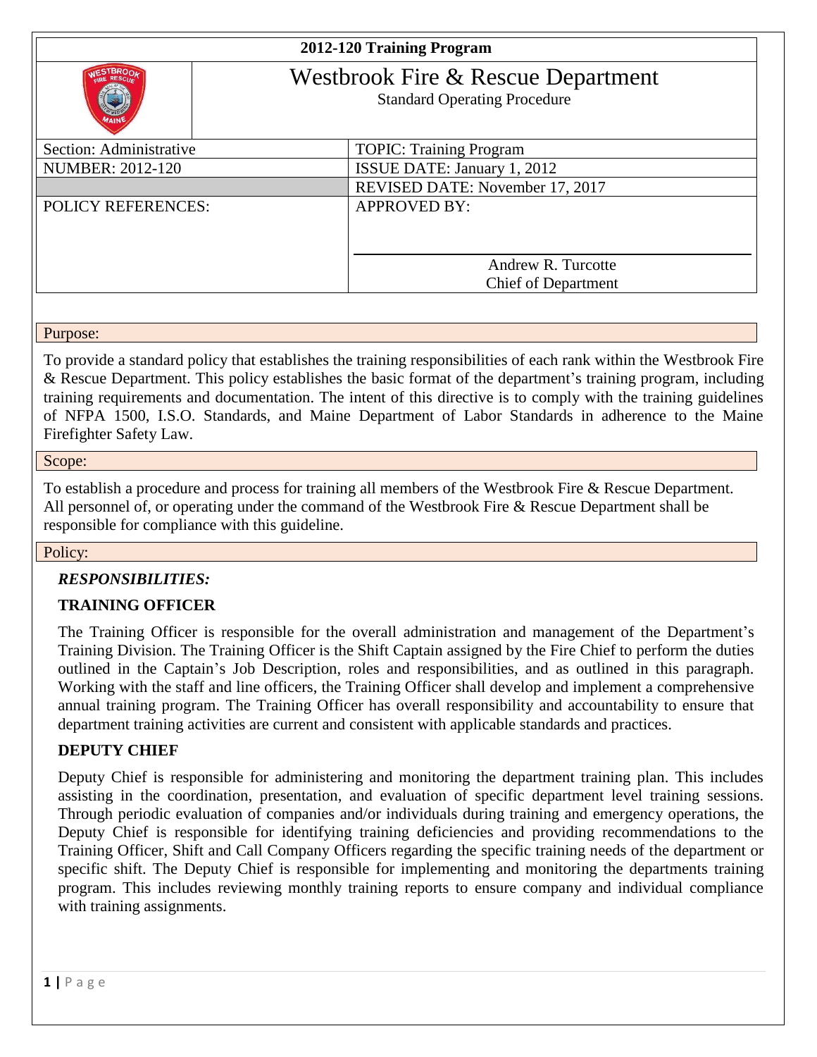# 2012-120 Training Program

## Westbrook Fire & Rescue Department

Standard Operating Procedure

| Section: Administrative | TOPIC: Training Program |
| --- | --- |
| NUMBER: 2012-120 | ISSUE DATE: January 1, 2012 |
| | REVISED DATE: November 17, 2017 |
| POLICY REFERENCES: | APPROVED BY: Andrew R. Turcotte, Chief of Department |

### Purpose:

To provide a standard policy that establishes the training responsibilities of each rank within the Westbrook Fire & Rescue Department. This policy establishes the basic format of the department's training program, including training requirements and documentation. The intent of this directive is to comply with the training guidelines of NFPA 1500, I.S.O. Standards, and Maine Department of Labor Standards in adherence to the Maine Firefighter Safety Law.

### Scope:

To establish a procedure and process for training all members of the Westbrook Fire & Rescue Department. All personnel of, or operating under the command of the Westbrook Fire & Rescue Department shall be responsible for compliance with this guideline.

### Policy:

***RESPONSIBILITIES:***

**TRAINING OFFICER**

The Training Officer is responsible for the overall administration and management of the Department's Training Division. The Training Officer is the Shift Captain assigned by the Fire Chief to perform the duties outlined in the Captain's Job Description, roles and responsibilities, and as outlined in this paragraph. Working with the staff and line officers, the Training Officer shall develop and implement a comprehensive annual training program. The Training Officer has overall responsibility and accountability to ensure that department training activities are current and consistent with applicable standards and practices.

**DEPUTY CHIEF**

Deputy Chief is responsible for administering and monitoring the department training plan. This includes assisting in the coordination, presentation, and evaluation of specific department level training sessions. Through periodic evaluation of companies and/or individuals during training and emergency operations, the Deputy Chief is responsible for identifying training deficiencies and providing recommendations to the Training Officer, Shift and Call Company Officers regarding the specific training needs of the department or specific shift. The Deputy Chief is responsible for implementing and monitoring the departments training program. This includes reviewing monthly training reports to ensure company and individual compliance with training assignments.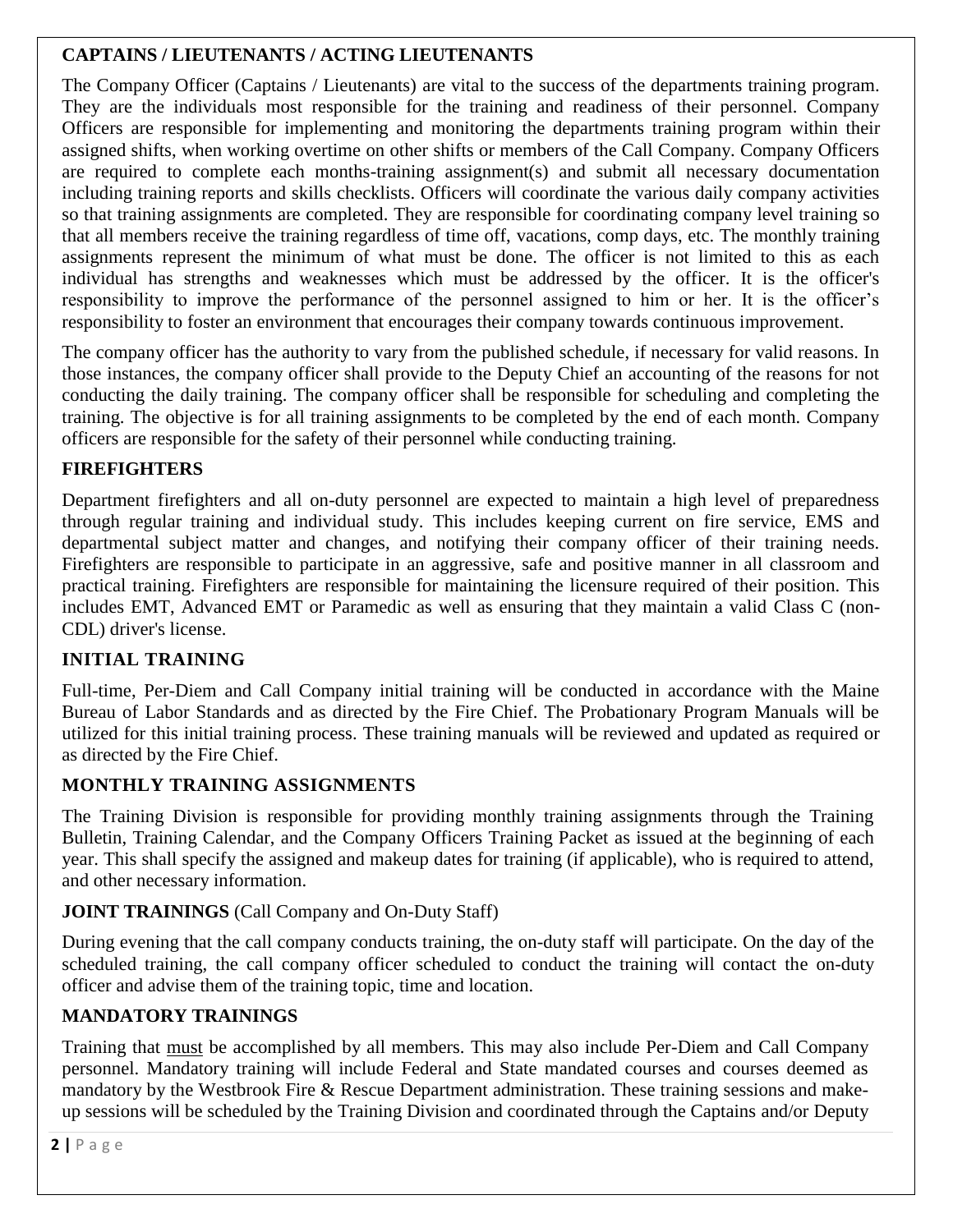## CAPTAINS / LIEUTENANTS / ACTING LIEUTENANTS

The Company Officer (Captains / Lieutenants) are vital to the success of the departments training program. They are the individuals most responsible for the training and readiness of their personnel. Company Officers are responsible for implementing and monitoring the departments training program within their assigned shifts, when working overtime on other shifts or members of the Call Company. Company Officers are required to complete each months-training assignment(s) and submit all necessary documentation including training reports and skills checklists. Officers will coordinate the various daily company activities so that training assignments are completed. They are responsible for coordinating company level training so that all members receive the training regardless of time off, vacations, comp days, etc. The monthly training assignments represent the minimum of what must be done. The officer is not limited to this as each individual has strengths and weaknesses which must be addressed by the officer. It is the officer's responsibility to improve the performance of the personnel assigned to him or her. It is the officer's responsibility to foster an environment that encourages their company towards continuous improvement.

The company officer has the authority to vary from the published schedule, if necessary for valid reasons. In those instances, the company officer shall provide to the Deputy Chief an accounting of the reasons for not conducting the daily training. The company officer shall be responsible for scheduling and completing the training. The objective is for all training assignments to be completed by the end of each month. Company officers are responsible for the safety of their personnel while conducting training.

## FIREFIGHTERS

Department firefighters and all on-duty personnel are expected to maintain a high level of preparedness through regular training and individual study. This includes keeping current on fire service, EMS and departmental subject matter and changes, and notifying their company officer of their training needs. Firefighters are responsible to participate in an aggressive, safe and positive manner in all classroom and practical training. Firefighters are responsible for maintaining the licensure required of their position. This includes EMT, Advanced EMT or Paramedic as well as ensuring that they maintain a valid Class C (non-CDL) driver's license.

## INITIAL TRAINING

Full-time, Per-Diem and Call Company initial training will be conducted in accordance with the Maine Bureau of Labor Standards and as directed by the Fire Chief. The Probationary Program Manuals will be utilized for this initial training process. These training manuals will be reviewed and updated as required or as directed by the Fire Chief.

## MONTHLY TRAINING ASSIGNMENTS

The Training Division is responsible for providing monthly training assignments through the Training Bulletin, Training Calendar, and the Company Officers Training Packet as issued at the beginning of each year. This shall specify the assigned and makeup dates for training (if applicable), who is required to attend, and other necessary information.

## JOINT TRAININGS (Call Company and On-Duty Staff)

During evening that the call company conducts training, the on-duty staff will participate. On the day of the scheduled training, the call company officer scheduled to conduct the training will contact the on-duty officer and advise them of the training topic, time and location.

## MANDATORY TRAININGS

Training that <u>must</u> be accomplished by all members. This may also include Per-Diem and Call Company personnel. Mandatory training will include Federal and State mandated courses and courses deemed as mandatory by the Westbrook Fire & Rescue Department administration. These training sessions and make-up sessions will be scheduled by the Training Division and coordinated through the Captains and/or Deputy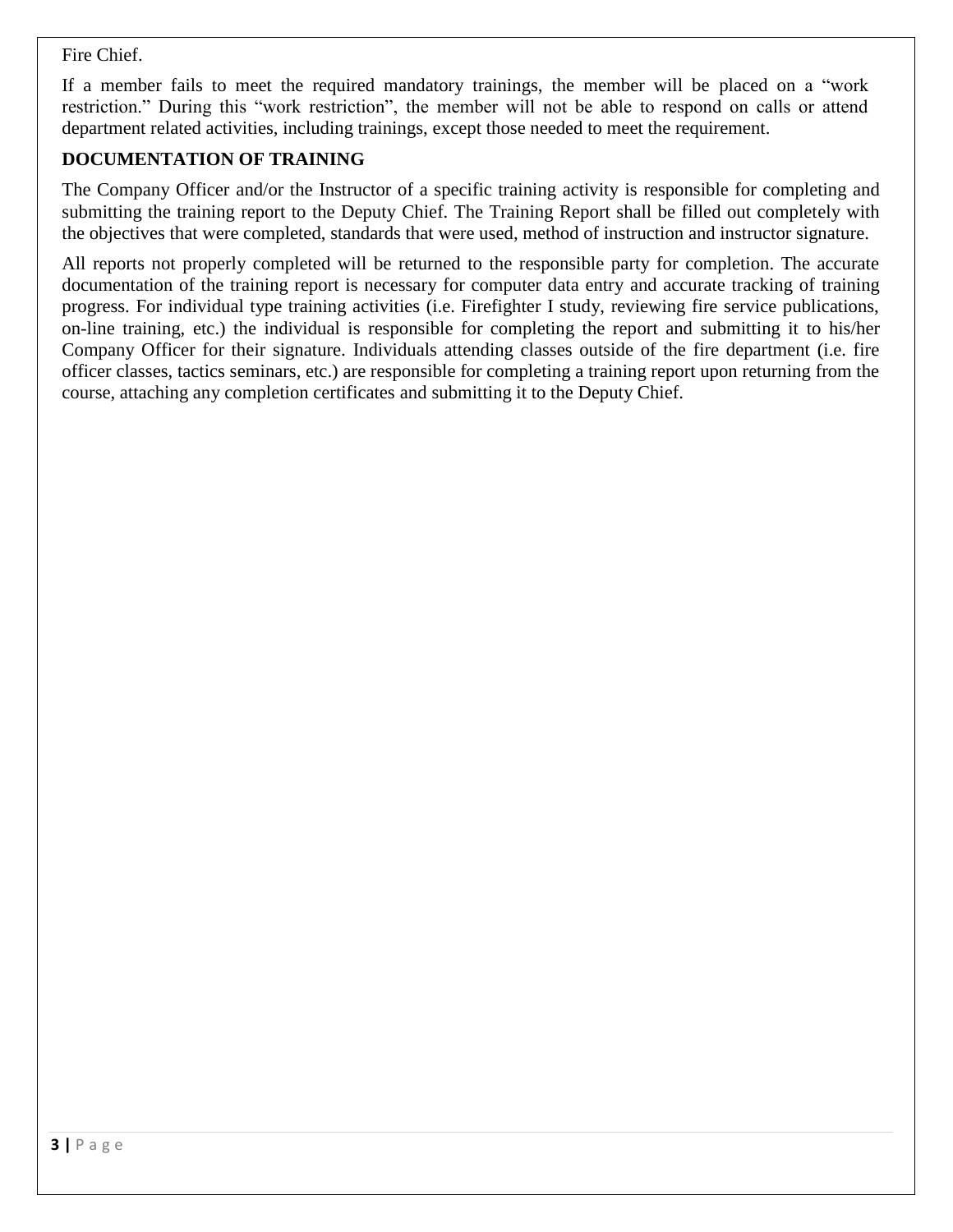Fire Chief.

If a member fails to meet the required mandatory trainings, the member will be placed on a "work restriction." During this "work restriction", the member will not be able to respond on calls or attend department related activities, including trainings, except those needed to meet the requirement.

**DOCUMENTATION OF TRAINING**

The Company Officer and/or the Instructor of a specific training activity is responsible for completing and submitting the training report to the Deputy Chief. The Training Report shall be filled out completely with the objectives that were completed, standards that were used, method of instruction and instructor signature.

All reports not properly completed will be returned to the responsible party for completion. The accurate documentation of the training report is necessary for computer data entry and accurate tracking of training progress. For individual type training activities (i.e. Firefighter I study, reviewing fire service publications, on-line training, etc.) the individual is responsible for completing the report and submitting it to his/her Company Officer for their signature. Individuals attending classes outside of the fire department (i.e. fire officer classes, tactics seminars, etc.) are responsible for completing a training report upon returning from the course, attaching any completion certificates and submitting it to the Deputy Chief.